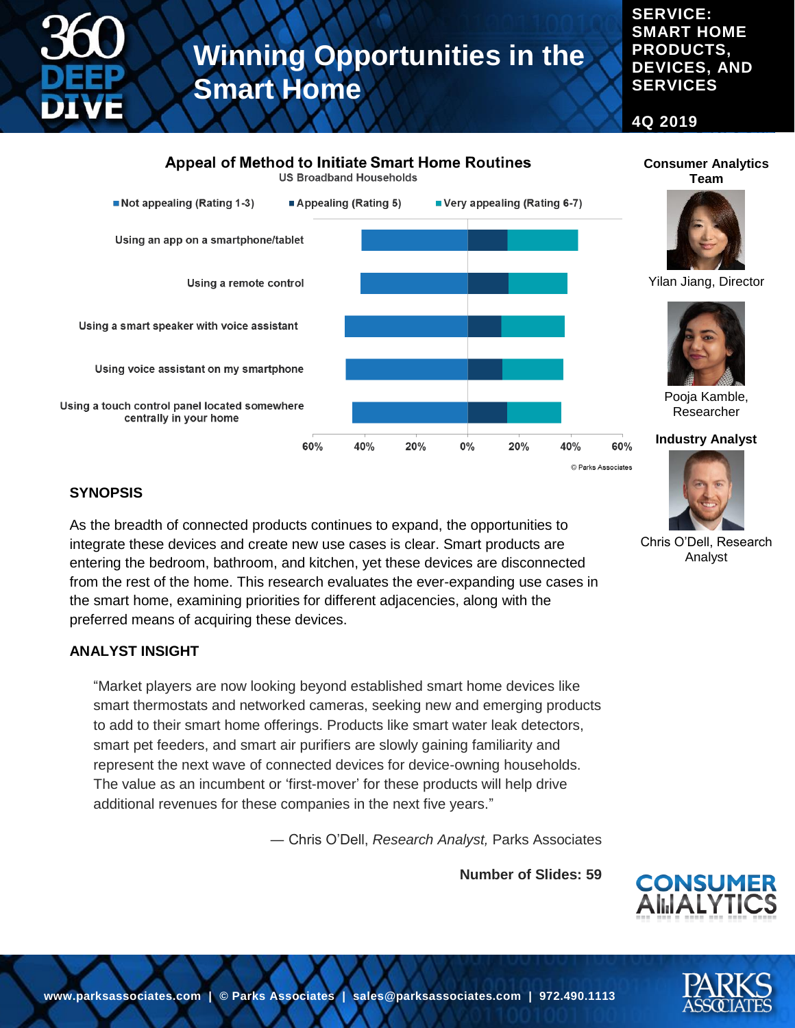# Winning Opportunities in the Smart Home

**SERVICE: SMART HOME PRODUCTS, DEVICES, AND SERVICES**

**4Q 2019**

**Appeal of Method to Initiate Smart Home Routines**

US Broadband Households

- Not appealing (Rating 1-3)
- Appealing (Rating 5)
- Very appealing (Rating 6-7)

Using an app on a smartphone/tablet

Using a remote control

Using a smart speaker with voice assistant

Using voice assistant on my smartphone

Using a touch control panel located somewhere centrally in your home

60% 40% 20% 0% 20% 40% 60%

© Parks Associates

**Consumer Analytics Team**

Yilan Jiang, Director

Pooja Kamble, Researcher

**Industry Analyst**

Chris O'Dell, Research Analyst

## SYNOPSIS

As the breadth of connected products continues to expand, the opportunities to integrate these devices and create new use cases is clear. Smart products are entering the bedroom, bathroom, and kitchen, yet these devices are disconnected from the rest of the home. This research evaluates the ever-expanding use cases in the smart home, examining priorities for different adjacencies, along with the preferred means of acquiring these devices.

## ANALYST INSIGHT

"Market players are now looking beyond established smart home devices like smart thermostats and networked cameras, seeking new and emerging products to add to their smart home offerings. Products like smart water leak detectors, smart pet feeders, and smart air purifiers are slowly gaining familiarity and represent the next wave of connected devices for device-owning households. The value as an incumbent or 'first-mover' for these products will help drive additional revenues for these companies in the next five years."

— Chris O'Dell, *Research Analyst,* Parks Associates

**Number of Slides: 59**

www.parksassociates.com | © Parks Associates | sales@parksassociates.com | 972.490.1113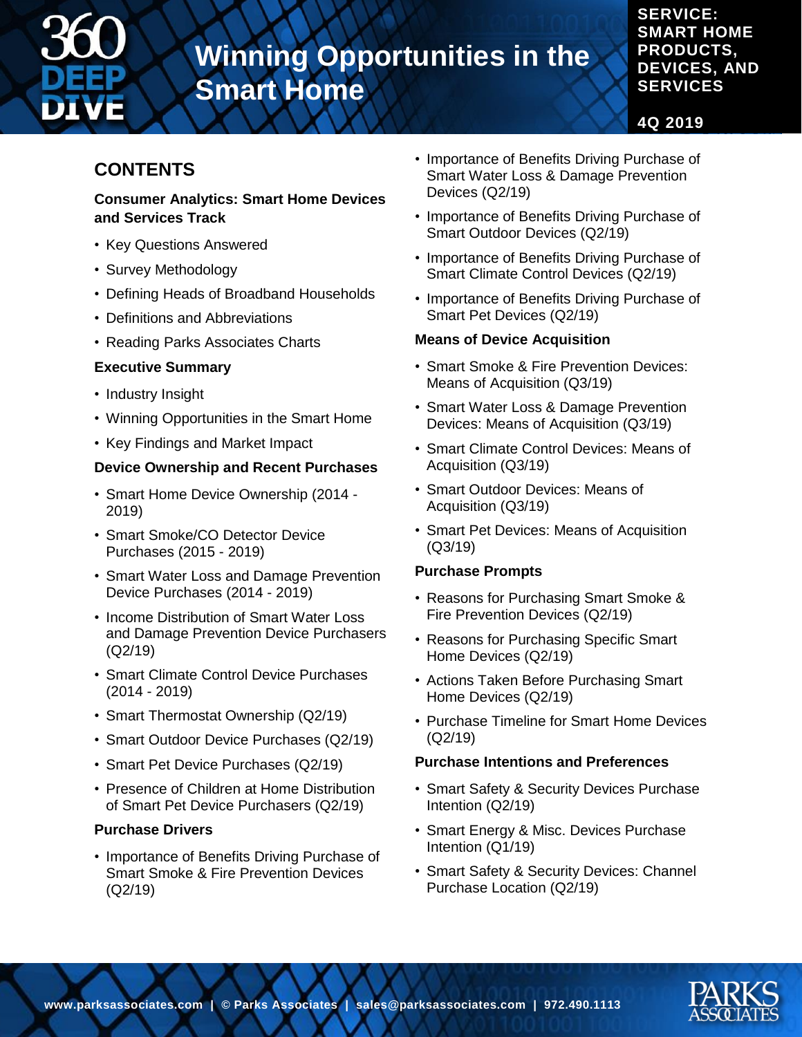# Winning Opportunities in the Smart Home

**SERVICE: SMART HOME PRODUCTS, DEVICES, AND SERVICES**

**4Q 2019**

## CONTENTS

### Consumer Analytics: Smart Home Devices and Services Track

- Key Questions Answered
- Survey Methodology
- Defining Heads of Broadband Households
- Definitions and Abbreviations
- Reading Parks Associates Charts

### Executive Summary

- Industry Insight
- Winning Opportunities in the Smart Home
- Key Findings and Market Impact

### Device Ownership and Recent Purchases

- Smart Home Device Ownership (2014 - 2019)
- Smart Smoke/CO Detector Device Purchases (2015 - 2019)
- Smart Water Loss and Damage Prevention Device Purchases (2014 - 2019)
- Income Distribution of Smart Water Loss and Damage Prevention Device Purchasers (Q2/19)
- Smart Climate Control Device Purchases (2014 - 2019)
- Smart Thermostat Ownership (Q2/19)
- Smart Outdoor Device Purchases (Q2/19)
- Smart Pet Device Purchases (Q2/19)
- Presence of Children at Home Distribution of Smart Pet Device Purchasers (Q2/19)

### Purchase Drivers

- Importance of Benefits Driving Purchase of Smart Smoke & Fire Prevention Devices (Q2/19)
- Importance of Benefits Driving Purchase of Smart Water Loss & Damage Prevention Devices (Q2/19)
- Importance of Benefits Driving Purchase of Smart Outdoor Devices (Q2/19)
- Importance of Benefits Driving Purchase of Smart Climate Control Devices (Q2/19)
- Importance of Benefits Driving Purchase of Smart Pet Devices (Q2/19)

### Means of Device Acquisition

- Smart Smoke & Fire Prevention Devices: Means of Acquisition (Q3/19)
- Smart Water Loss & Damage Prevention Devices: Means of Acquisition (Q3/19)
- Smart Climate Control Devices: Means of Acquisition (Q3/19)
- Smart Outdoor Devices: Means of Acquisition (Q3/19)
- Smart Pet Devices: Means of Acquisition (Q3/19)

### Purchase Prompts

- Reasons for Purchasing Smart Smoke & Fire Prevention Devices (Q2/19)
- Reasons for Purchasing Specific Smart Home Devices (Q2/19)
- Actions Taken Before Purchasing Smart Home Devices (Q2/19)
- Purchase Timeline for Smart Home Devices (Q2/19)

### Purchase Intentions and Preferences

- Smart Safety & Security Devices Purchase Intention (Q2/19)
- Smart Energy & Misc. Devices Purchase Intention (Q1/19)
- Smart Safety & Security Devices: Channel Purchase Location (Q2/19)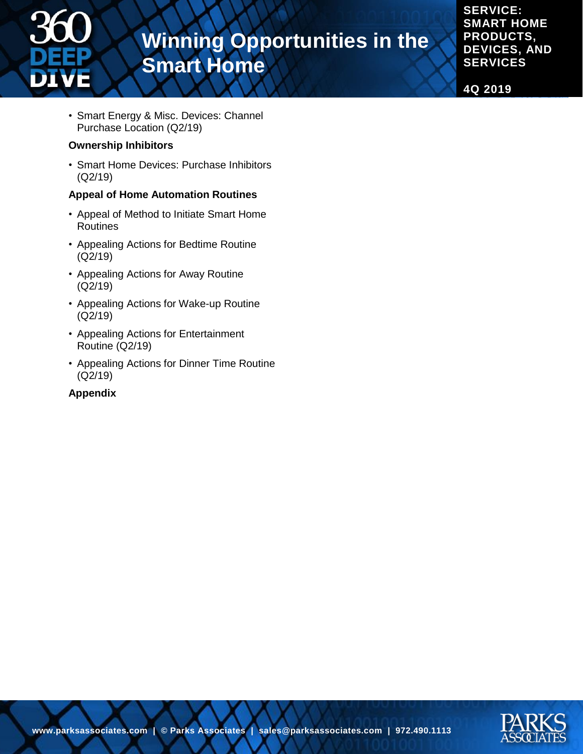- Smart Energy & Misc. Devices: Channel Purchase Location (Q2/19)

**Ownership Inhibitors**

- Smart Home Devices: Purchase Inhibitors (Q2/19)

**Appeal of Home Automation Routines**

- Appeal of Method to Initiate Smart Home Routines
- Appealing Actions for Bedtime Routine (Q2/19)
- Appealing Actions for Away Routine (Q2/19)
- Appealing Actions for Wake-up Routine (Q2/19)
- Appealing Actions for Entertainment Routine (Q2/19)
- Appealing Actions for Dinner Time Routine (Q2/19)

**Appendix**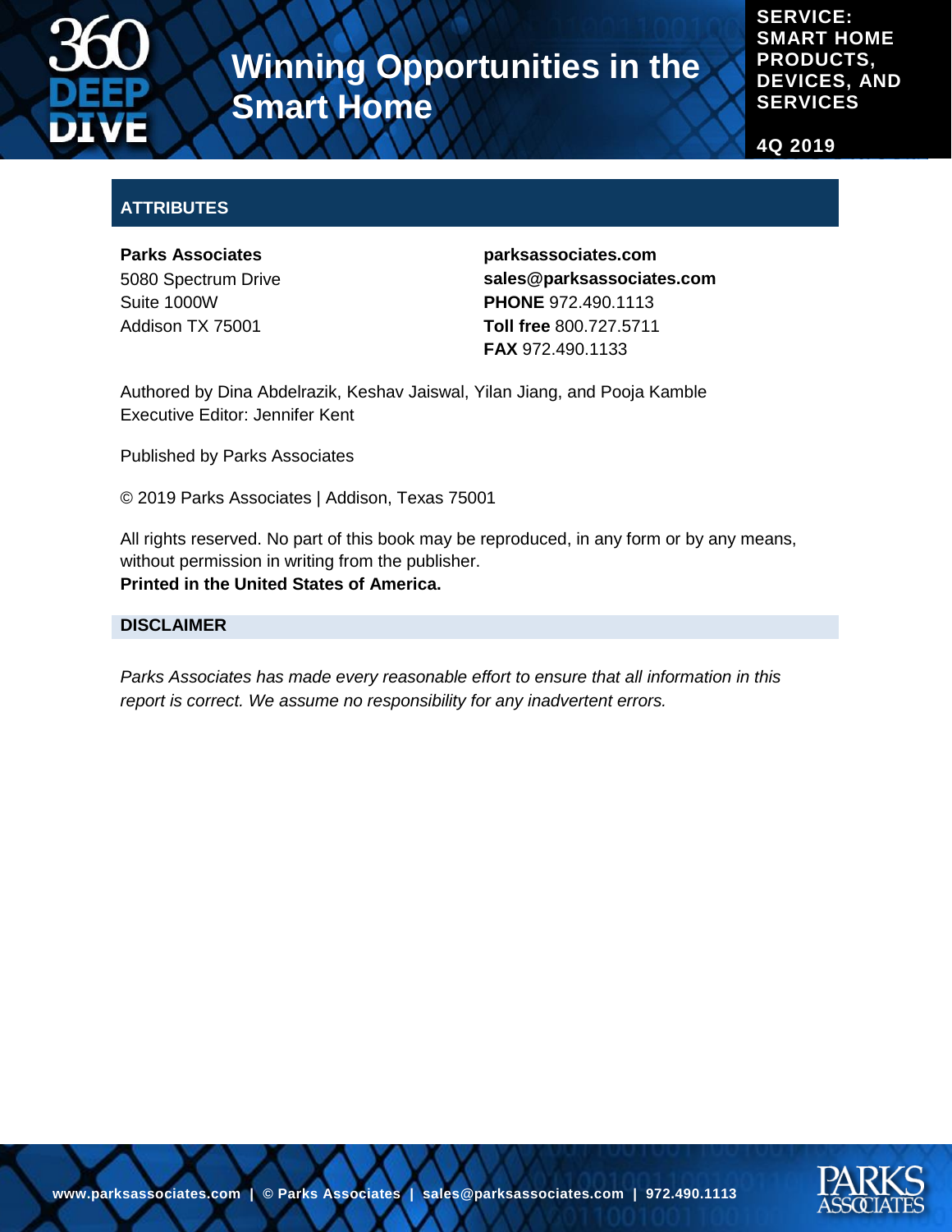# Winning Opportunities in the Smart Home

**SERVICE: SMART HOME PRODUCTS, DEVICES, AND SERVICES**

**4Q 2019**

## ATTRIBUTES

**Parks Associates**
5080 Spectrum Drive
Suite 1000W
Addison TX 75001

**parksassociates.com**
**sales@parksassociates.com**
**PHONE** 972.490.1113
**Toll free** 800.727.5711
**FAX** 972.490.1133

Authored by Dina Abdelrazik, Keshav Jaiswal, Yilan Jiang, and Pooja Kamble
Executive Editor: Jennifer Kent

Published by Parks Associates

© 2019 Parks Associates | Addison, Texas 75001

All rights reserved. No part of this book may be reproduced, in any form or by any means, without permission in writing from the publisher.
**Printed in the United States of America.**

## DISCLAIMER

*Parks Associates has made every reasonable effort to ensure that all information in this report is correct. We assume no responsibility for any inadvertent errors.*